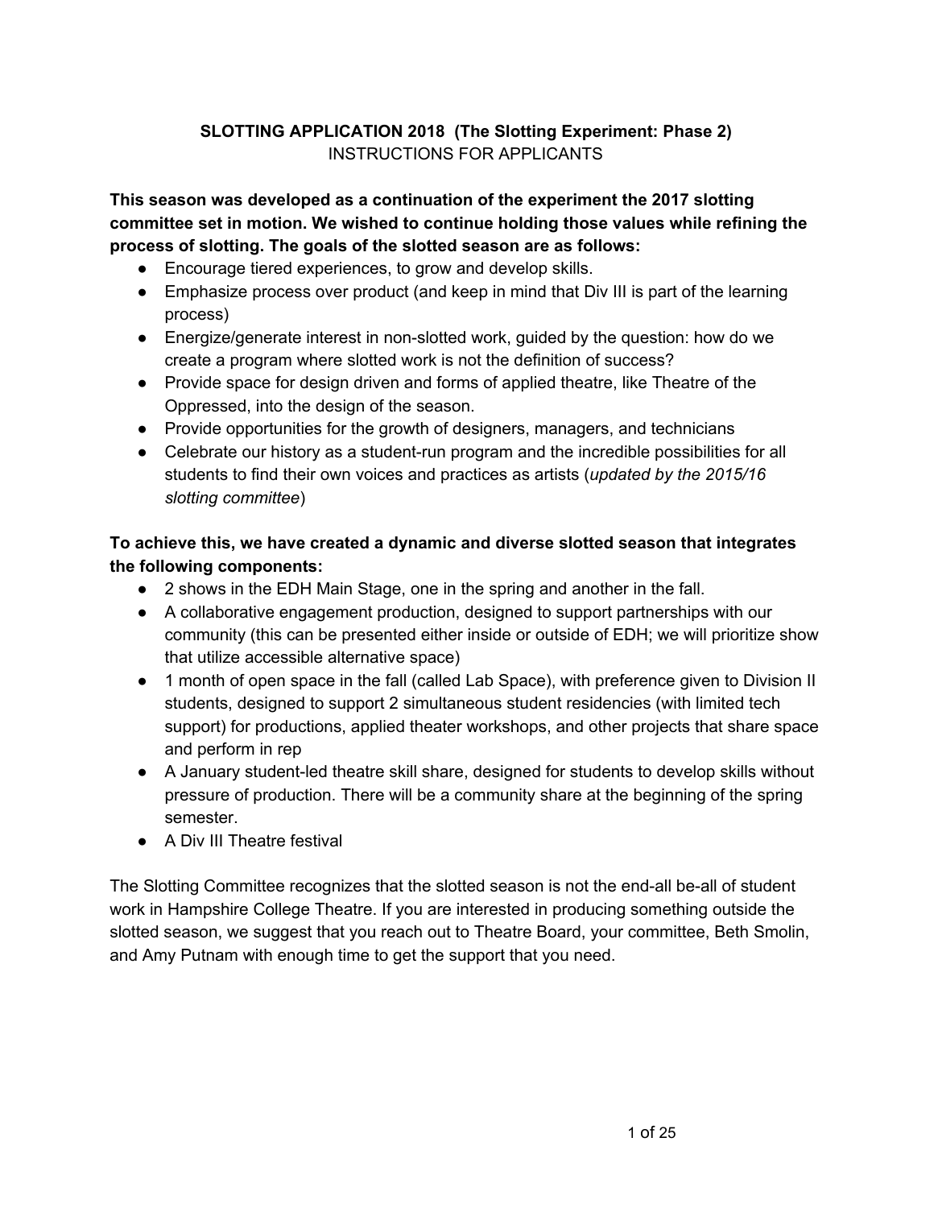# SLOTTING APPLICATION 2018 (The Slotting Experiment: Phase 2)

INSTRUCTIONS FOR APPLICANTS

**This season was developed as a continuation of the experiment the 2017 slotting committee set in motion. We wished to continue holding those values while refining the process of slotting. The goals of the slotted season are as follows:**

- Encourage tiered experiences, to grow and develop skills.
- Emphasize process over product (and keep in mind that Div III is part of the learning process)
- Energize/generate interest in non-slotted work, guided by the question: how do we create a program where slotted work is not the definition of success?
- Provide space for design driven and forms of applied theatre, like Theatre of the Oppressed, into the design of the season.
- Provide opportunities for the growth of designers, managers, and technicians
- Celebrate our history as a student-run program and the incredible possibilities for all students to find their own voices and practices as artists (*updated by the 2015/16 slotting committee*)

**To achieve this, we have created a dynamic and diverse slotted season that integrates the following components:**

- 2 shows in the EDH Main Stage, one in the spring and another in the fall.
- A collaborative engagement production, designed to support partnerships with our community (this can be presented either inside or outside of EDH; we will prioritize show that utilize accessible alternative space)
- 1 month of open space in the fall (called Lab Space), with preference given to Division II students, designed to support 2 simultaneous student residencies (with limited tech support) for productions, applied theater workshops, and other projects that share space and perform in rep
- A January student-led theatre skill share, designed for students to develop skills without pressure of production. There will be a community share at the beginning of the spring semester.
- A Div III Theatre festival

The Slotting Committee recognizes that the slotted season is not the end-all be-all of student work in Hampshire College Theatre. If you are interested in producing something outside the slotted season, we suggest that you reach out to Theatre Board, your committee, Beth Smolin, and Amy Putnam with enough time to get the support that you need.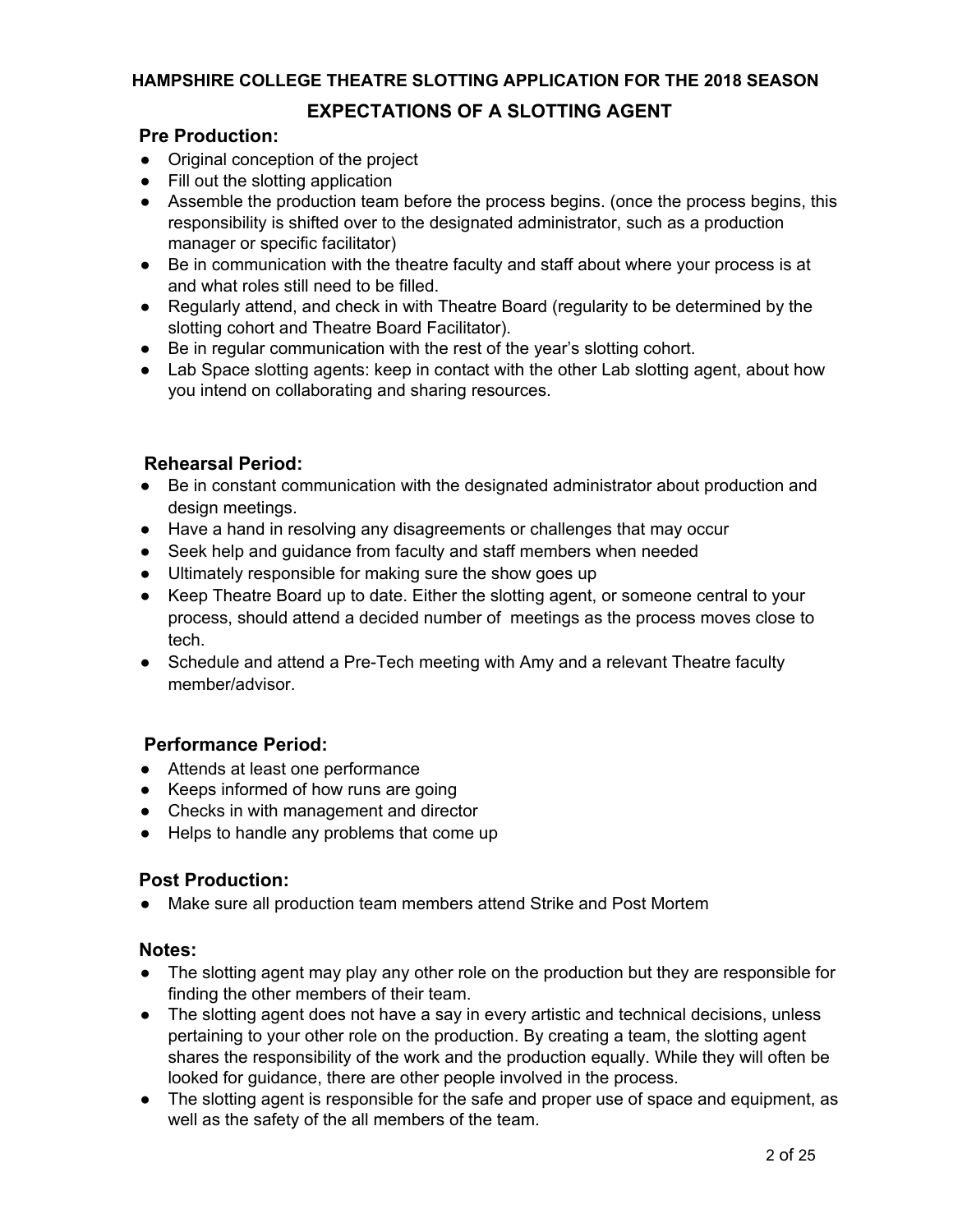# HAMPSHIRE COLLEGE THEATRE SLOTTING APPLICATION FOR THE 2018 SEASON

## EXPECTATIONS OF A SLOTTING AGENT

### Pre Production:

- Original conception of the project
- Fill out the slotting application
- Assemble the production team before the process begins. (once the process begins, this responsibility is shifted over to the designated administrator, such as a production manager or specific facilitator)
- Be in communication with the theatre faculty and staff about where your process is at and what roles still need to be filled.
- Regularly attend, and check in with Theatre Board (regularity to be determined by the slotting cohort and Theatre Board Facilitator).
- Be in regular communication with the rest of the year's slotting cohort.
- Lab Space slotting agents: keep in contact with the other Lab slotting agent, about how you intend on collaborating and sharing resources.

### Rehearsal Period:

- Be in constant communication with the designated administrator about production and design meetings.
- Have a hand in resolving any disagreements or challenges that may occur
- Seek help and guidance from faculty and staff members when needed
- Ultimately responsible for making sure the show goes up
- Keep Theatre Board up to date. Either the slotting agent, or someone central to your process, should attend a decided number of meetings as the process moves close to tech.
- Schedule and attend a Pre-Tech meeting with Amy and a relevant Theatre faculty member/advisor.

### Performance Period:

- Attends at least one performance
- Keeps informed of how runs are going
- Checks in with management and director
- Helps to handle any problems that come up

### Post Production:

- Make sure all production team members attend Strike and Post Mortem

### Notes:

- The slotting agent may play any other role on the production but they are responsible for finding the other members of their team.
- The slotting agent does not have a say in every artistic and technical decisions, unless pertaining to your other role on the production. By creating a team, the slotting agent shares the responsibility of the work and the production equally. While they will often be looked for guidance, there are other people involved in the process.
- The slotting agent is responsible for the safe and proper use of space and equipment, as well as the safety of the all members of the team.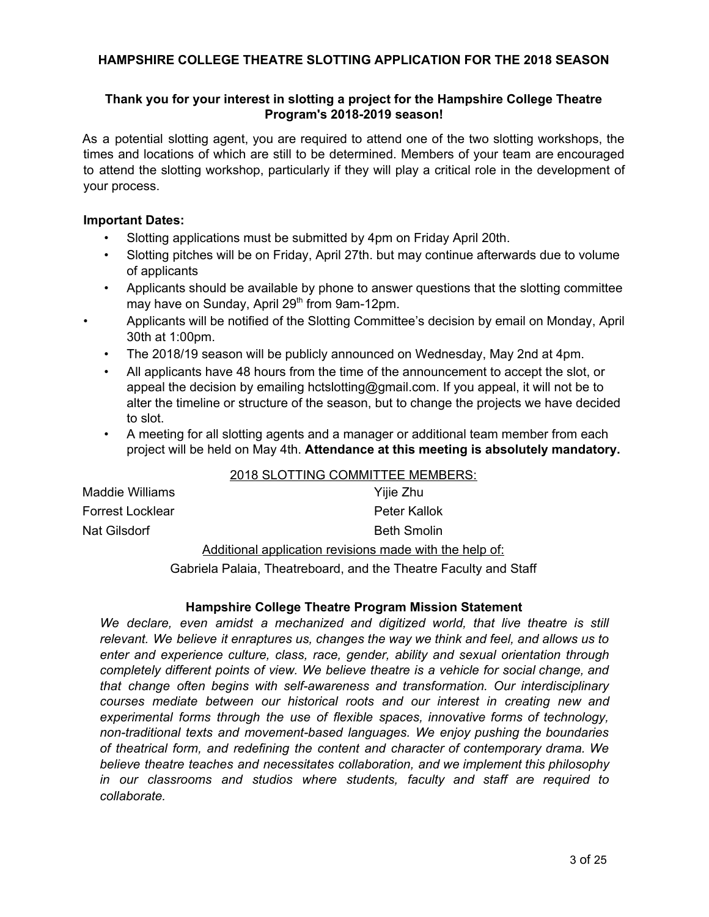# HAMPSHIRE COLLEGE THEATRE SLOTTING APPLICATION FOR THE 2018 SEASON

**Thank you for your interest in slotting a project for the Hampshire College Theatre Program's 2018-2019 season!**

As a potential slotting agent, you are required to attend one of the two slotting workshops, the times and locations of which are still to be determined. Members of your team are encouraged to attend the slotting workshop, particularly if they will play a critical role in the development of your process.

**Important Dates:**

- Slotting applications must be submitted by 4pm on Friday April 20th.
- Slotting pitches will be on Friday, April 27th. but may continue afterwards due to volume of applicants
- Applicants should be available by phone to answer questions that the slotting committee may have on Sunday, April 29th from 9am-12pm.
- Applicants will be notified of the Slotting Committee's decision by email on Monday, April 30th at 1:00pm.
- The 2018/19 season will be publicly announced on Wednesday, May 2nd at 4pm.
- All applicants have 48 hours from the time of the announcement to accept the slot, or appeal the decision by emailing hctslotting@gmail.com. If you appeal, it will not be to alter the timeline or structure of the season, but to change the projects we have decided to slot.
- A meeting for all slotting agents and a manager or additional team member from each project will be held on May 4th. **Attendance at this meeting is absolutely mandatory.**

2018 SLOTTING COMMITTEE MEMBERS:

Maddie Williams
Forrest Locklear
Nat Gilsdorf
Yijie Zhu
Peter Kallok
Beth Smolin

Additional application revisions made with the help of:

Gabriela Palaia, Theatreboard, and the Theatre Faculty and Staff

### Hampshire College Theatre Program Mission Statement

*We declare, even amidst a mechanized and digitized world, that live theatre is still relevant. We believe it enraptures us, changes the way we think and feel, and allows us to enter and experience culture, class, race, gender, ability and sexual orientation through completely different points of view. We believe theatre is a vehicle for social change, and that change often begins with self-awareness and transformation. Our interdisciplinary courses mediate between our historical roots and our interest in creating new and experimental forms through the use of flexible spaces, innovative forms of technology, non-traditional texts and movement-based languages. We enjoy pushing the boundaries of theatrical form, and redefining the content and character of contemporary drama. We believe theatre teaches and necessitates collaboration, and we implement this philosophy in our classrooms and studios where students, faculty and staff are required to collaborate.*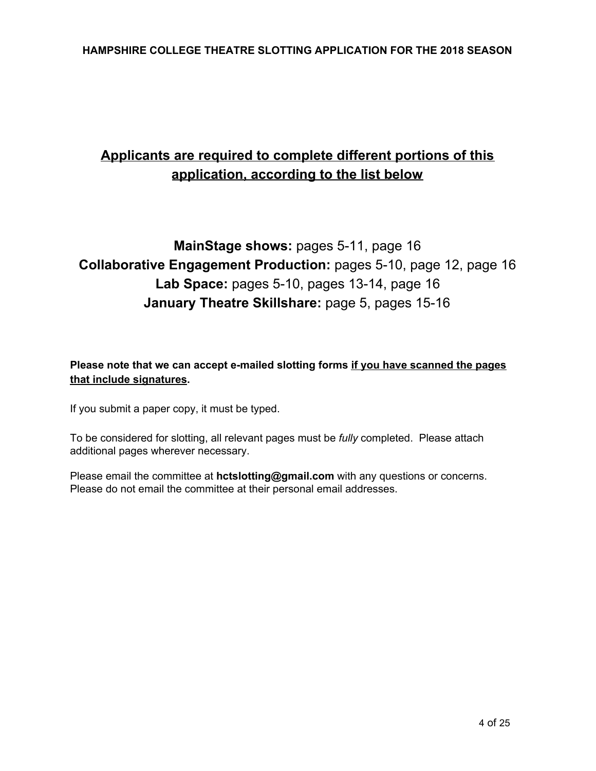## <u>Applicants are required to complete different portions of this application, according to the list below</u>

**MainStage shows:** pages 5-11, page 16
**Collaborative Engagement Production:** pages 5-10, page 12, page 16
**Lab Space:** pages 5-10, pages 13-14, page 16
**January Theatre Skillshare:** page 5, pages 15-16

**Please note that we can accept e-mailed slotting forms <u>if you have scanned the pages that include signatures</u>.**

If you submit a paper copy, it must be typed.

To be considered for slotting, all relevant pages must be *fully* completed. Please attach additional pages wherever necessary.

Please email the committee at **hctslotting@gmail.com** with any questions or concerns. Please do not email the committee at their personal email addresses.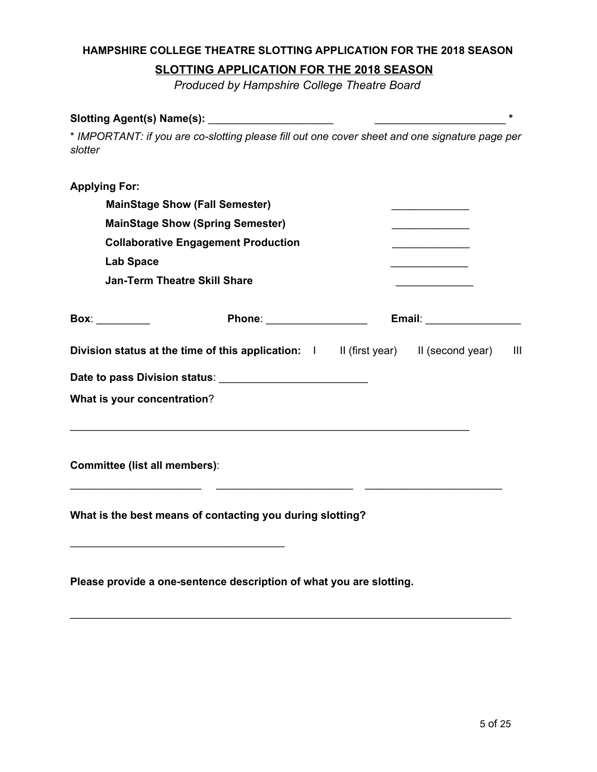**HAMPSHIRE COLLEGE THEATRE SLOTTING APPLICATION FOR THE 2018 SEASON**

## SLOTTING APPLICATION FOR THE 2018 SEASON

*Produced by Hampshire College Theatre Board*

**Slotting Agent(s) Name(s):** _____________________ _____________________ *

*\* IMPORTANT: if you are co-slotting please fill out one cover sheet and one signature page per slotter*

**Applying For:**

- **MainStage Show (Fall Semester)** _____________
- **MainStage Show (Spring Semester)** _____________
- **Collaborative Engagement Production** _____________
- **Lab Space** _____________
- **Jan-Term Theatre Skill Share** _____________

**Box**: _________ **Phone**: _________________ **Email**: ________________

**Division status at the time of this application:** I II (first year) II (second year) III

**Date to pass Division status**: _________________________

**What is your concentration**?

_____________________________________________________________________

**Committee (list all members)**:

______________________ _______________________ _______________________

**What is the best means of contacting you during slotting?**

____________________________________

**Please provide a one-sentence description of what you are slotting.**

___________________________________________________________________________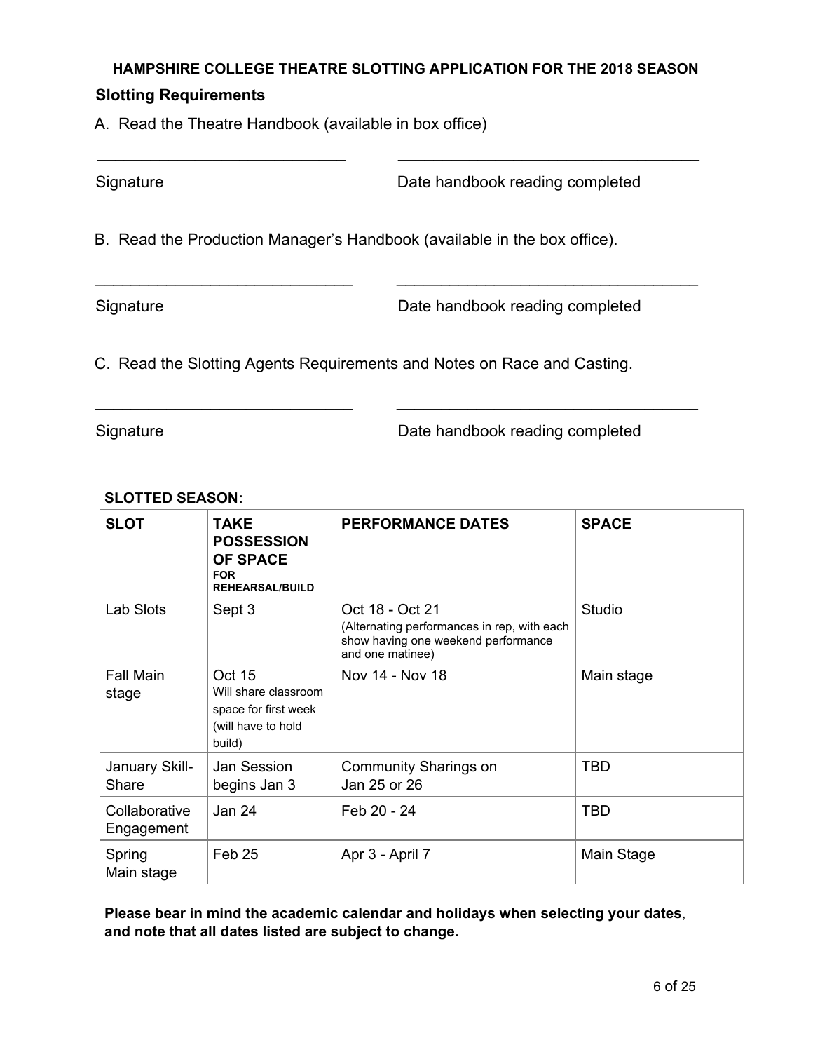**HAMPSHIRE COLLEGE THEATRE SLOTTING APPLICATION FOR THE 2018 SEASON**

**Slotting Requirements**

A. Read the Theatre Handbook (available in box office)

_____________________________ &nbsp;&nbsp;&nbsp;&nbsp; ___________________________________

Signature &nbsp;&nbsp;&nbsp;&nbsp; Date handbook reading completed

B. Read the Production Manager's Handbook (available in the box office).

_____________________________ &nbsp;&nbsp;&nbsp;&nbsp; ___________________________________

Signature &nbsp;&nbsp;&nbsp;&nbsp; Date handbook reading completed

C. Read the Slotting Agents Requirements and Notes on Race and Casting.

_____________________________ &nbsp;&nbsp;&nbsp;&nbsp; ___________________________________

Signature &nbsp;&nbsp;&nbsp;&nbsp; Date handbook reading completed

**SLOTTED SEASON:**

| SLOT | TAKE POSSESSION OF SPACE FOR REHEARSAL/BUILD | PERFORMANCE DATES | SPACE |
|---|---|---|---|
| Lab Slots | Sept 3 | Oct 18 - Oct 21 (Alternating performances in rep, with each show having one weekend performance and one matinee) | Studio |
| Fall Main stage | Oct 15 Will share classroom space for first week (will have to hold build) | Nov 14 - Nov 18 | Main stage |
| January Skill-Share | Jan Session begins Jan 3 | Community Sharings on Jan 25 or 26 | TBD |
| Collaborative Engagement | Jan 24 | Feb 20 - 24 | TBD |
| Spring Main stage | Feb 25 | Apr 3 - April 7 | Main Stage |

**Please bear in mind the academic calendar and holidays when selecting your dates**, **and note that all dates listed are subject to change.**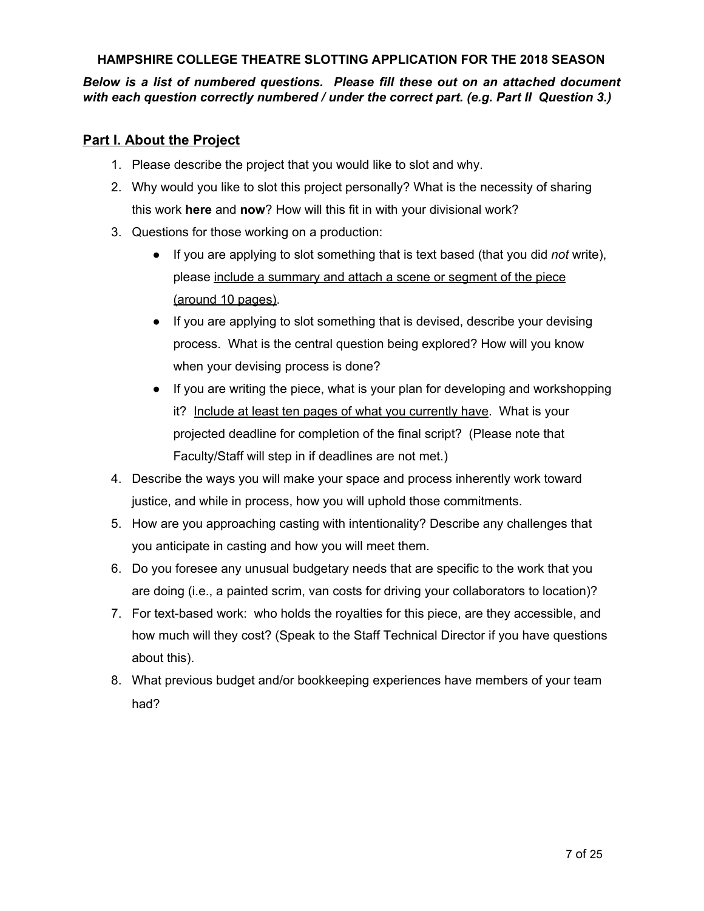**HAMPSHIRE COLLEGE THEATRE SLOTTING APPLICATION FOR THE 2018 SEASON**

***Below is a list of numbered questions. Please fill these out on an attached document with each question correctly numbered / under the correct part. (e.g. Part II Question 3.)***

## Part I. About the Project

1. Please describe the project that you would like to slot and why.
2. Why would you like to slot this project personally? What is the necessity of sharing this work **here** and **now**? How will this fit in with your divisional work?
3. Questions for those working on a production:
   - If you are applying to slot something that is text based (that you did *not* write), please <u>include a summary and attach a scene or segment of the piece (around 10 pages)</u>.
   - If you are applying to slot something that is devised, describe your devising process. What is the central question being explored? How will you know when your devising process is done?
   - If you are writing the piece, what is your plan for developing and workshopping it? <u>Include at least ten pages of what you currently have</u>. What is your projected deadline for completion of the final script? (Please note that Faculty/Staff will step in if deadlines are not met.)
4. Describe the ways you will make your space and process inherently work toward justice, and while in process, how you will uphold those commitments.
5. How are you approaching casting with intentionality? Describe any challenges that you anticipate in casting and how you will meet them.
6. Do you foresee any unusual budgetary needs that are specific to the work that you are doing (i.e., a painted scrim, van costs for driving your collaborators to location)?
7. For text-based work: who holds the royalties for this piece, are they accessible, and how much will they cost? (Speak to the Staff Technical Director if you have questions about this).
8. What previous budget and/or bookkeeping experiences have members of your team had?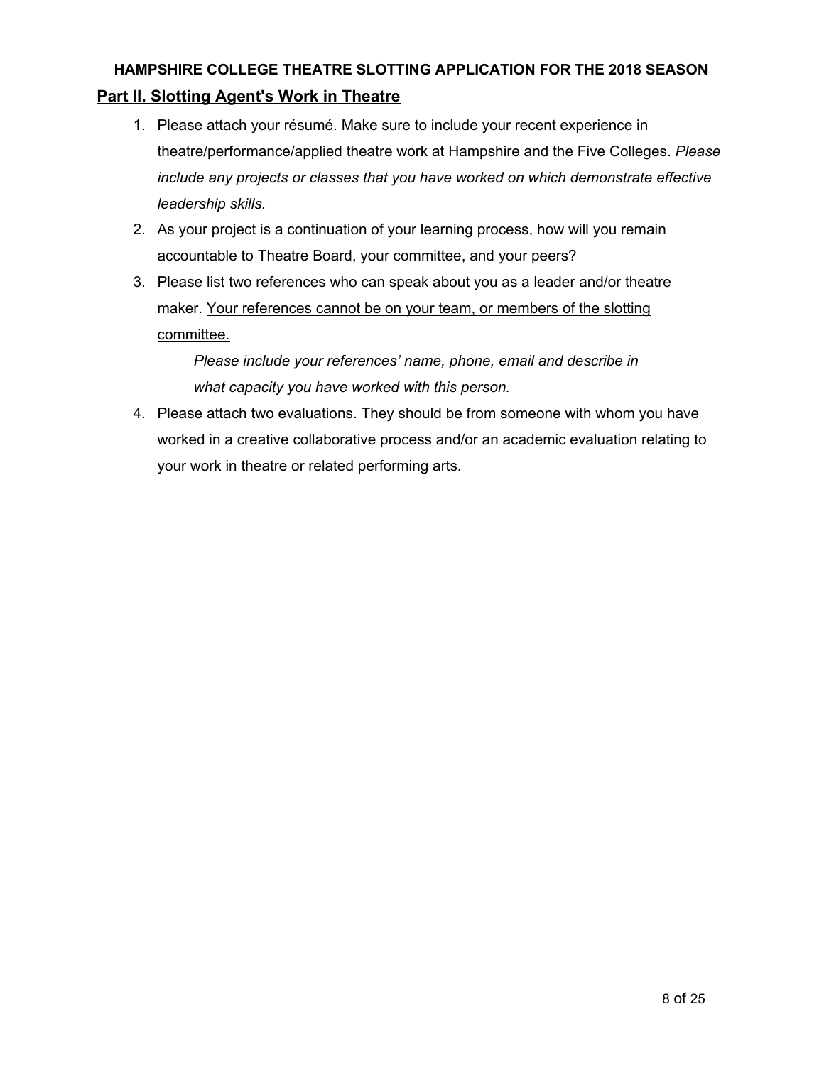**HAMPSHIRE COLLEGE THEATRE SLOTTING APPLICATION FOR THE 2018 SEASON**

## Part II. Slotting Agent's Work in Theatre

1. Please attach your résumé. Make sure to include your recent experience in theatre/performance/applied theatre work at Hampshire and the Five Colleges. *Please include any projects or classes that you have worked on which demonstrate effective leadership skills.*
2. As your project is a continuation of your learning process, how will you remain accountable to Theatre Board, your committee, and your peers?
3. Please list two references who can speak about you as a leader and/or theatre maker. <u>Your references cannot be on your team, or members of the slotting committee.</u>

   *Please include your references' name, phone, email and describe in what capacity you have worked with this person.*
4. Please attach two evaluations. They should be from someone with whom you have worked in a creative collaborative process and/or an academic evaluation relating to your work in theatre or related performing arts.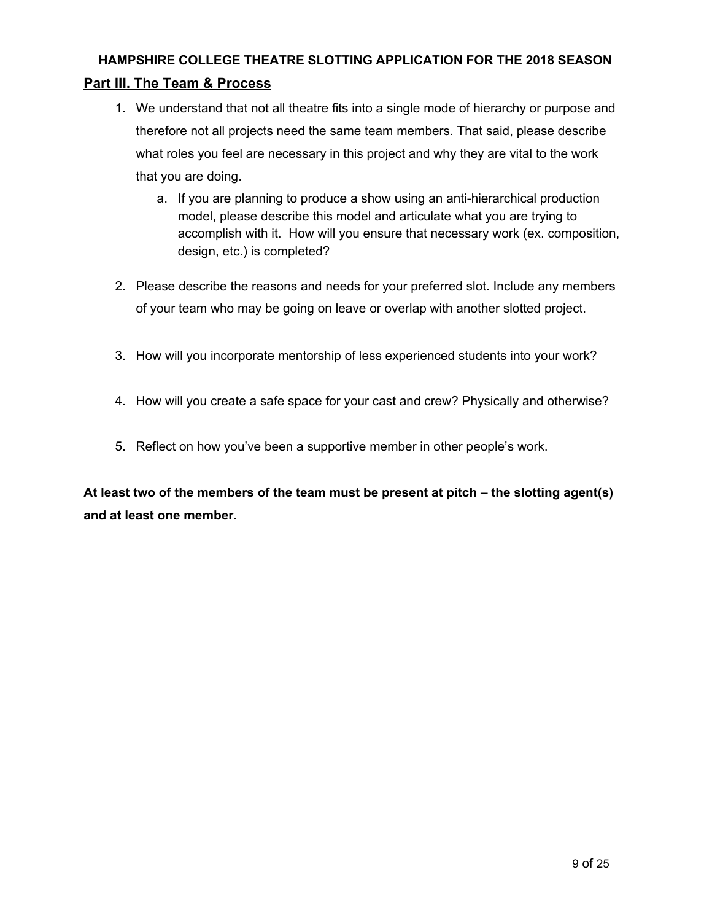**HAMPSHIRE COLLEGE THEATRE SLOTTING APPLICATION FOR THE 2018 SEASON**

## Part III. The Team & Process

1. We understand that not all theatre fits into a single mode of hierarchy or purpose and therefore not all projects need the same team members. That said, please describe what roles you feel are necessary in this project and why they are vital to the work that you are doing.
   a. If you are planning to produce a show using an anti-hierarchical production model, please describe this model and articulate what you are trying to accomplish with it. How will you ensure that necessary work (ex. composition, design, etc.) is completed?

2. Please describe the reasons and needs for your preferred slot. Include any members of your team who may be going on leave or overlap with another slotted project.

3. How will you incorporate mentorship of less experienced students into your work?

4. How will you create a safe space for your cast and crew? Physically and otherwise?

5. Reflect on how you've been a supportive member in other people's work.

**At least two of the members of the team must be present at pitch – the slotting agent(s) and at least one member.**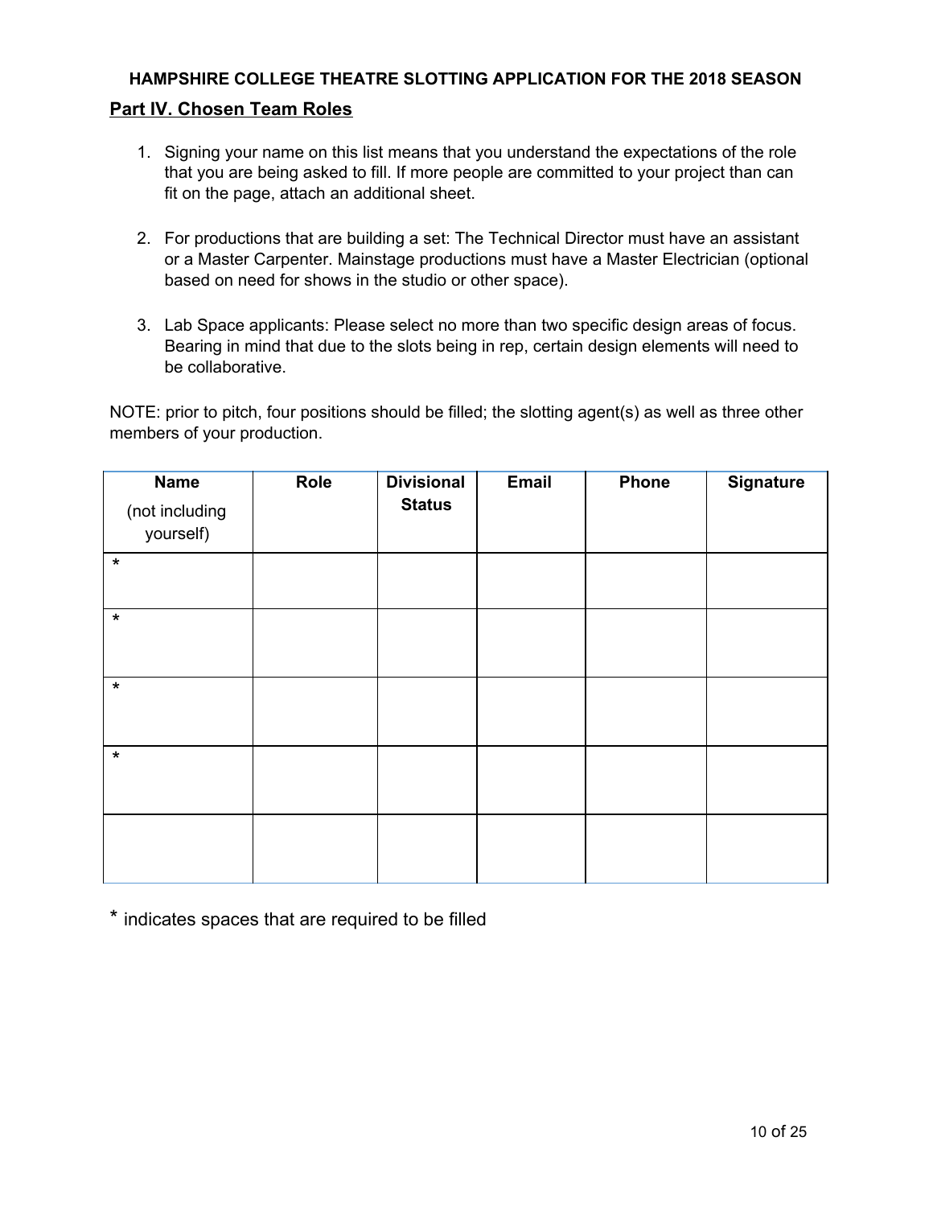**HAMPSHIRE COLLEGE THEATRE SLOTTING APPLICATION FOR THE 2018 SEASON**

## Part IV. Chosen Team Roles

1. Signing your name on this list means that you understand the expectations of the role that you are being asked to fill. If more people are committed to your project than can fit on the page, attach an additional sheet.

2. For productions that are building a set: The Technical Director must have an assistant or a Master Carpenter. Mainstage productions must have a Master Electrician (optional based on need for shows in the studio or other space).

3. Lab Space applicants: Please select no more than two specific design areas of focus. Bearing in mind that due to the slots being in rep, certain design elements will need to be collaborative.

NOTE: prior to pitch, four positions should be filled; the slotting agent(s) as well as three other members of your production.

| **Name** (not including yourself) | **Role** | **Divisional Status** | **Email** | **Phone** | **Signature** |
|---|---|---|---|---|---|
| * | | | | | |
| * | | | | | |
| * | | | | | |
| * | | | | | |
| | | | | | |

\* indicates spaces that are required to be filled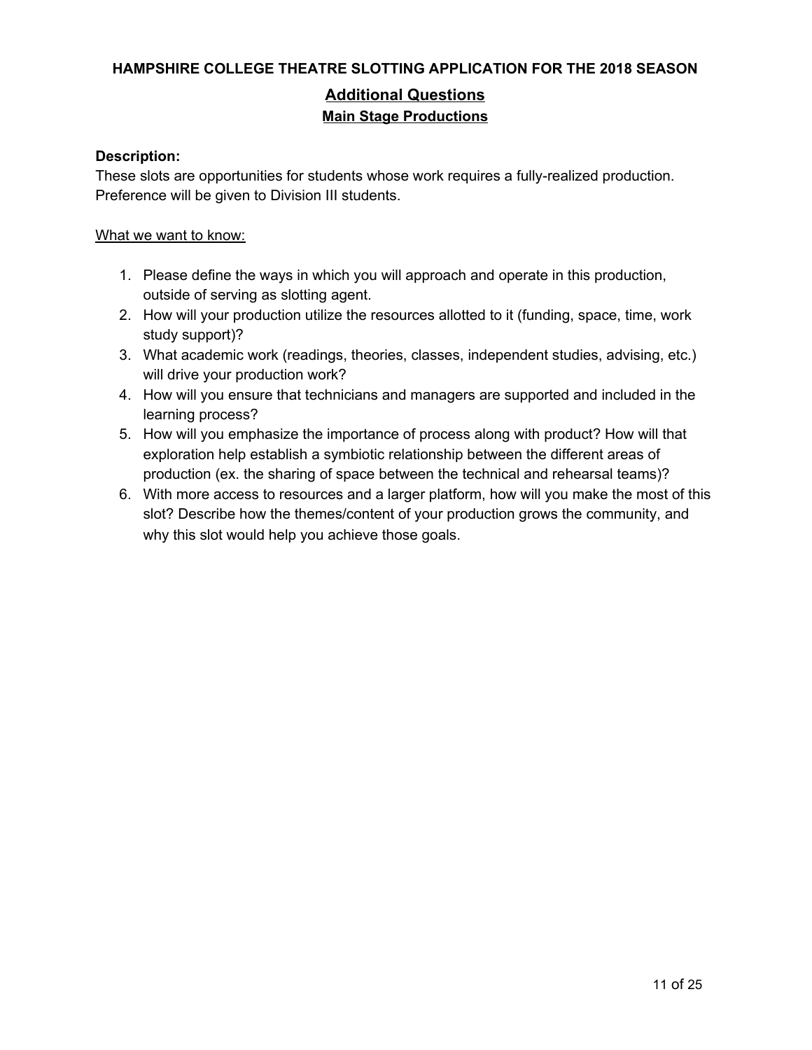**HAMPSHIRE COLLEGE THEATRE SLOTTING APPLICATION FOR THE 2018 SEASON**

## Additional Questions

### Main Stage Productions

**Description:**
These slots are opportunities for students whose work requires a fully-realized production. Preference will be given to Division III students.

What we want to know:

1. Please define the ways in which you will approach and operate in this production, outside of serving as slotting agent.
2. How will your production utilize the resources allotted to it (funding, space, time, work study support)?
3. What academic work (readings, theories, classes, independent studies, advising, etc.) will drive your production work?
4. How will you ensure that technicians and managers are supported and included in the learning process?
5. How will you emphasize the importance of process along with product? How will that exploration help establish a symbiotic relationship between the different areas of production (ex. the sharing of space between the technical and rehearsal teams)?
6. With more access to resources and a larger platform, how will you make the most of this slot? Describe how the themes/content of your production grows the community, and why this slot would help you achieve those goals.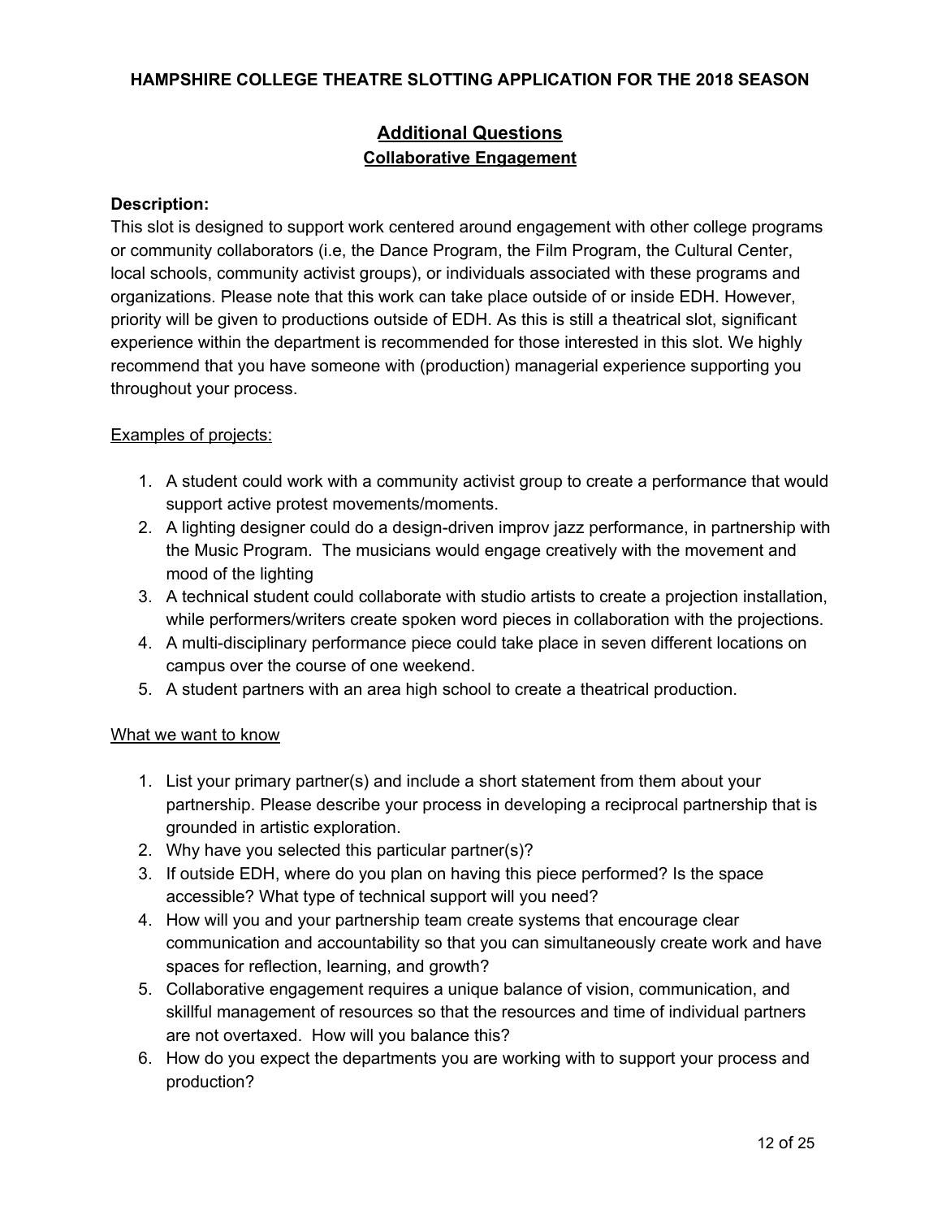**HAMPSHIRE COLLEGE THEATRE SLOTTING APPLICATION FOR THE 2018 SEASON**

## Additional Questions

### Collaborative Engagement

**Description:**

This slot is designed to support work centered around engagement with other college programs or community collaborators (i.e, the Dance Program, the Film Program, the Cultural Center, local schools, community activist groups), or individuals associated with these programs and organizations. Please note that this work can take place outside of or inside EDH. However, priority will be given to productions outside of EDH. As this is still a theatrical slot, significant experience within the department is recommended for those interested in this slot. We highly recommend that you have someone with (production) managerial experience supporting you throughout your process.

Examples of projects:

1. A student could work with a community activist group to create a performance that would support active protest movements/moments.
2. A lighting designer could do a design-driven improv jazz performance, in partnership with the Music Program. The musicians would engage creatively with the movement and mood of the lighting
3. A technical student could collaborate with studio artists to create a projection installation, while performers/writers create spoken word pieces in collaboration with the projections.
4. A multi-disciplinary performance piece could take place in seven different locations on campus over the course of one weekend.
5. A student partners with an area high school to create a theatrical production.

What we want to know

1. List your primary partner(s) and include a short statement from them about your partnership. Please describe your process in developing a reciprocal partnership that is grounded in artistic exploration.
2. Why have you selected this particular partner(s)?
3. If outside EDH, where do you plan on having this piece performed? Is the space accessible? What type of technical support will you need?
4. How will you and your partnership team create systems that encourage clear communication and accountability so that you can simultaneously create work and have spaces for reflection, learning, and growth?
5. Collaborative engagement requires a unique balance of vision, communication, and skillful management of resources so that the resources and time of individual partners are not overtaxed. How will you balance this?
6. How do you expect the departments you are working with to support your process and production?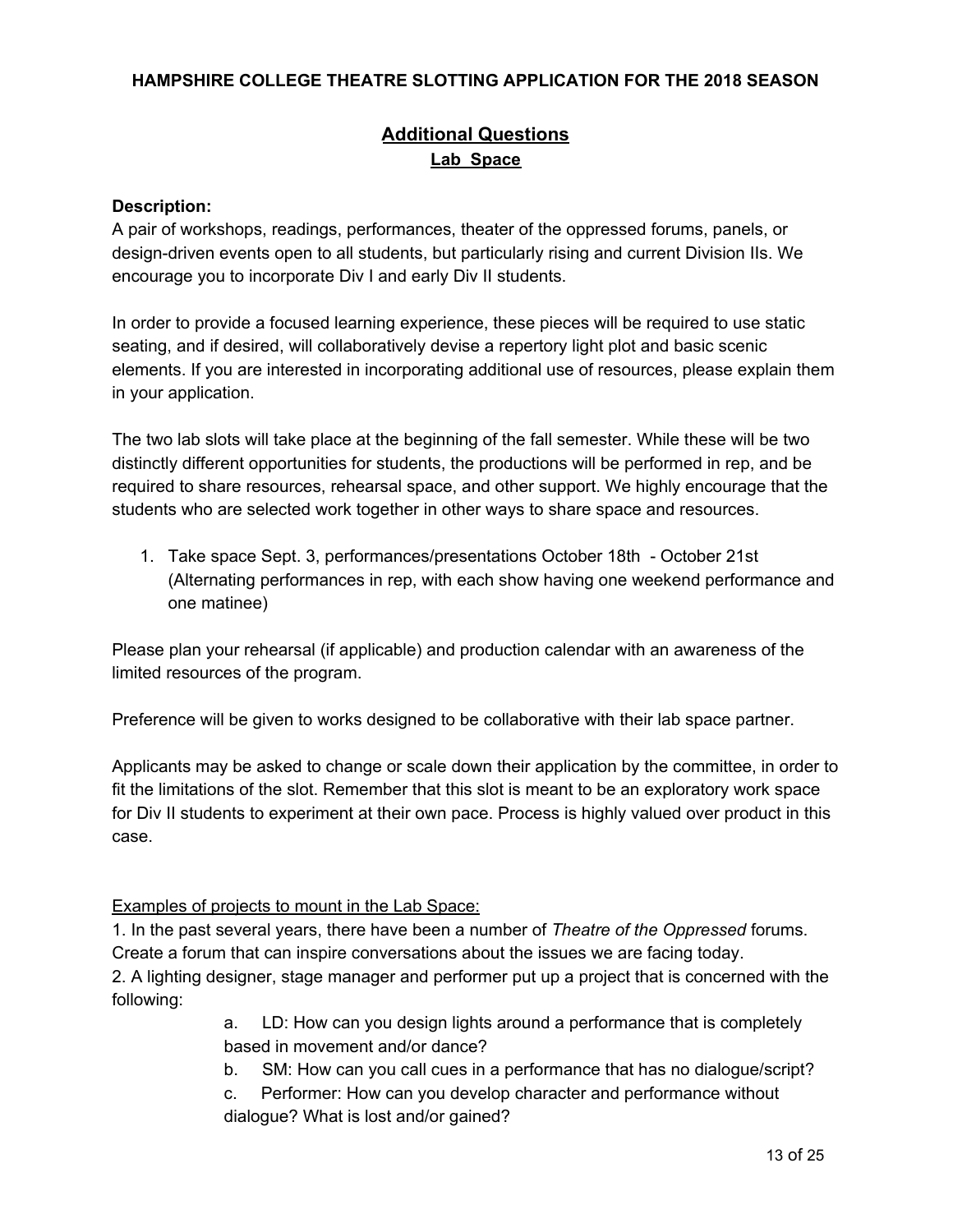**HAMPSHIRE COLLEGE THEATRE SLOTTING APPLICATION FOR THE 2018 SEASON**

## Additional Questions

### Lab Space

**Description:**

A pair of workshops, readings, performances, theater of the oppressed forums, panels, or design-driven events open to all students, but particularly rising and current Division IIs. We encourage you to incorporate Div I and early Div II students.

In order to provide a focused learning experience, these pieces will be required to use static seating, and if desired, will collaboratively devise a repertory light plot and basic scenic elements. If you are interested in incorporating additional use of resources, please explain them in your application.

The two lab slots will take place at the beginning of the fall semester. While these will be two distinctly different opportunities for students, the productions will be performed in rep, and be required to share resources, rehearsal space, and other support. We highly encourage that the students who are selected work together in other ways to share space and resources.

1. Take space Sept. 3, performances/presentations October 18th - October 21st (Alternating performances in rep, with each show having one weekend performance and one matinee)

Please plan your rehearsal (if applicable) and production calendar with an awareness of the limited resources of the program.

Preference will be given to works designed to be collaborative with their lab space partner.

Applicants may be asked to change or scale down their application by the committee, in order to fit the limitations of the slot. Remember that this slot is meant to be an exploratory work space for Div II students to experiment at their own pace. Process is highly valued over product in this case.

Examples of projects to mount in the Lab Space:

1. In the past several years, there have been a number of *Theatre of the Oppressed* forums. Create a forum that can inspire conversations about the issues we are facing today.

2. A lighting designer, stage manager and performer put up a project that is concerned with the following:

   a. LD: How can you design lights around a performance that is completely based in movement and/or dance?

   b. SM: How can you call cues in a performance that has no dialogue/script?

   c. Performer: How can you develop character and performance without dialogue? What is lost and/or gained?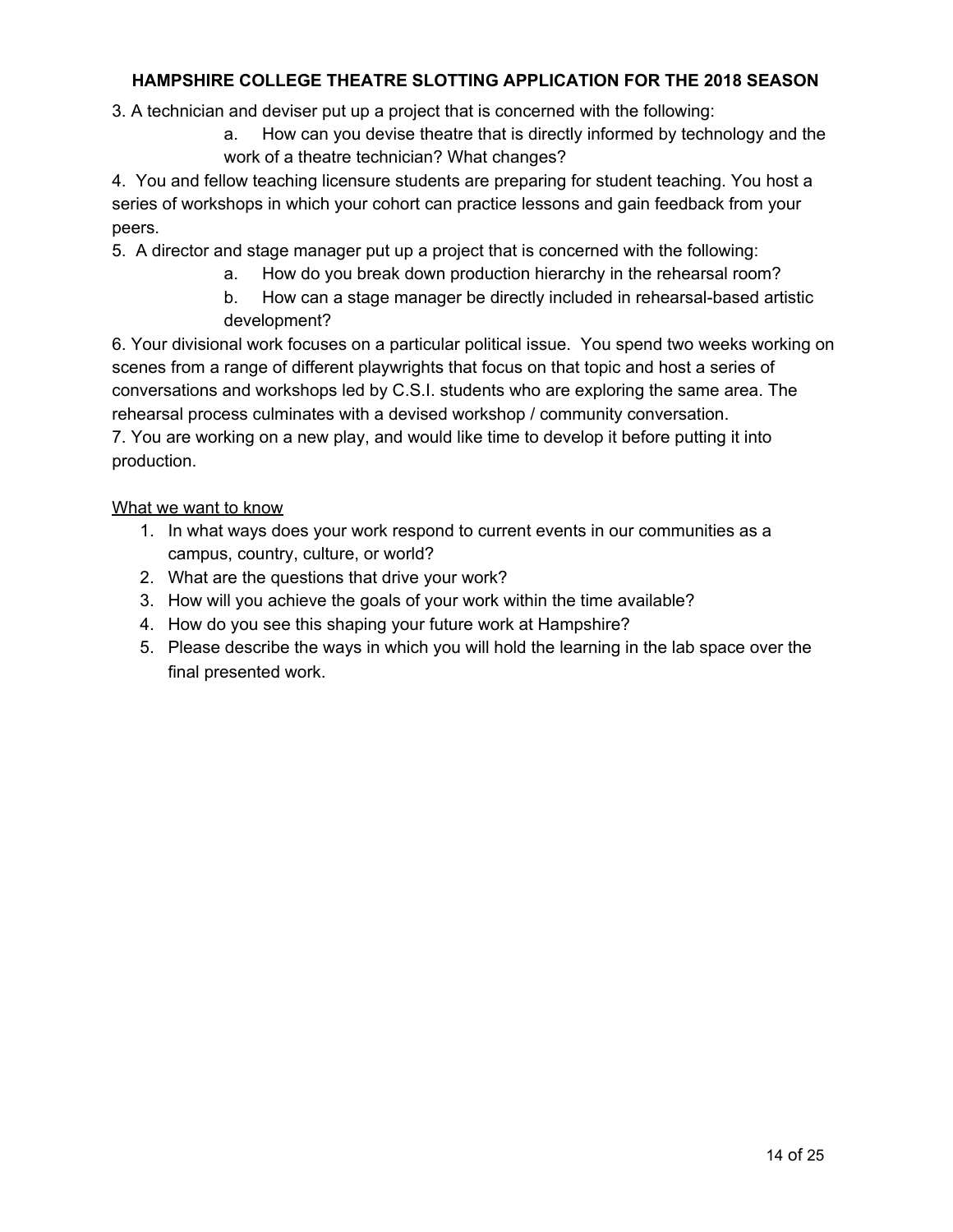3. A technician and deviser put up a project that is concerned with the following:
    a. How can you devise theatre that is directly informed by technology and the work of a theatre technician? What changes?

4. You and fellow teaching licensure students are preparing for student teaching. You host a series of workshops in which your cohort can practice lessons and gain feedback from your peers.

5. A director and stage manager put up a project that is concerned with the following:
    a. How do you break down production hierarchy in the rehearsal room?
    b. How can a stage manager be directly included in rehearsal-based artistic development?

6. Your divisional work focuses on a particular political issue. You spend two weeks working on scenes from a range of different playwrights that focus on that topic and host a series of conversations and workshops led by C.S.I. students who are exploring the same area. The rehearsal process culminates with a devised workshop / community conversation.

7. You are working on a new play, and would like time to develop it before putting it into production.

<u>What we want to know</u>

1. In what ways does your work respond to current events in our communities as a campus, country, culture, or world?
2. What are the questions that drive your work?
3. How will you achieve the goals of your work within the time available?
4. How do you see this shaping your future work at Hampshire?
5. Please describe the ways in which you will hold the learning in the lab space over the final presented work.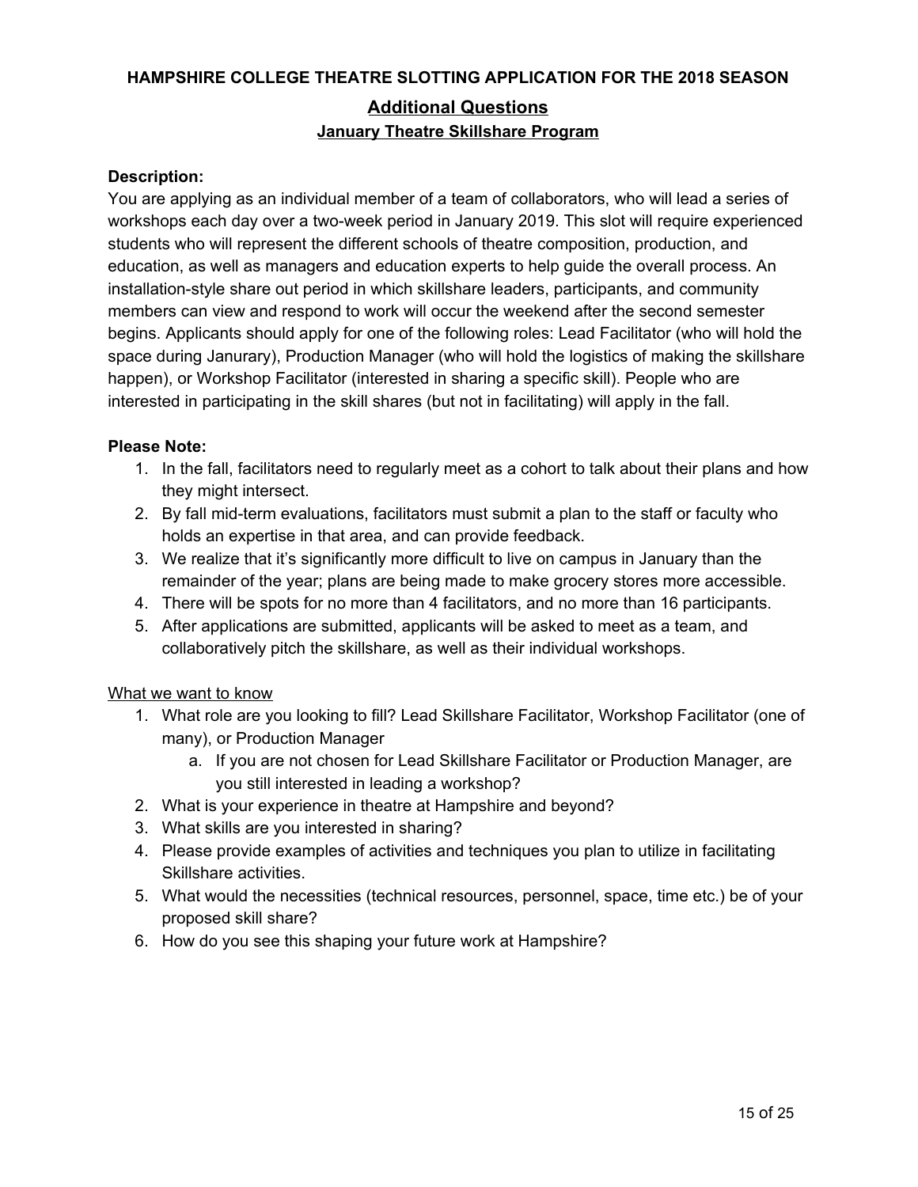**HAMPSHIRE COLLEGE THEATRE SLOTTING APPLICATION FOR THE 2018 SEASON**

## Additional Questions

### January Theatre Skillshare Program

**Description:**

You are applying as an individual member of a team of collaborators, who will lead a series of workshops each day over a two-week period in January 2019. This slot will require experienced students who will represent the different schools of theatre composition, production, and education, as well as managers and education experts to help guide the overall process. An installation-style share out period in which skillshare leaders, participants, and community members can view and respond to work will occur the weekend after the second semester begins. Applicants should apply for one of the following roles: Lead Facilitator (who will hold the space during Janurary), Production Manager (who will hold the logistics of making the skillshare happen), or Workshop Facilitator (interested in sharing a specific skill). People who are interested in participating in the skill shares (but not in facilitating) will apply in the fall.

**Please Note:**

1. In the fall, facilitators need to regularly meet as a cohort to talk about their plans and how they might intersect.
2. By fall mid-term evaluations, facilitators must submit a plan to the staff or faculty who holds an expertise in that area, and can provide feedback.
3. We realize that it's significantly more difficult to live on campus in January than the remainder of the year; plans are being made to make grocery stores more accessible.
4. There will be spots for no more than 4 facilitators, and no more than 16 participants.
5. After applications are submitted, applicants will be asked to meet as a team, and collaboratively pitch the skillshare, as well as their individual workshops.

<u>What we want to know</u>

1. What role are you looking to fill? Lead Skillshare Facilitator, Workshop Facilitator (one of many), or Production Manager
    a. If you are not chosen for Lead Skillshare Facilitator or Production Manager, are you still interested in leading a workshop?
2. What is your experience in theatre at Hampshire and beyond?
3. What skills are you interested in sharing?
4. Please provide examples of activities and techniques you plan to utilize in facilitating Skillshare activities.
5. What would the necessities (technical resources, personnel, space, time etc.) be of your proposed skill share?
6. How do you see this shaping your future work at Hampshire?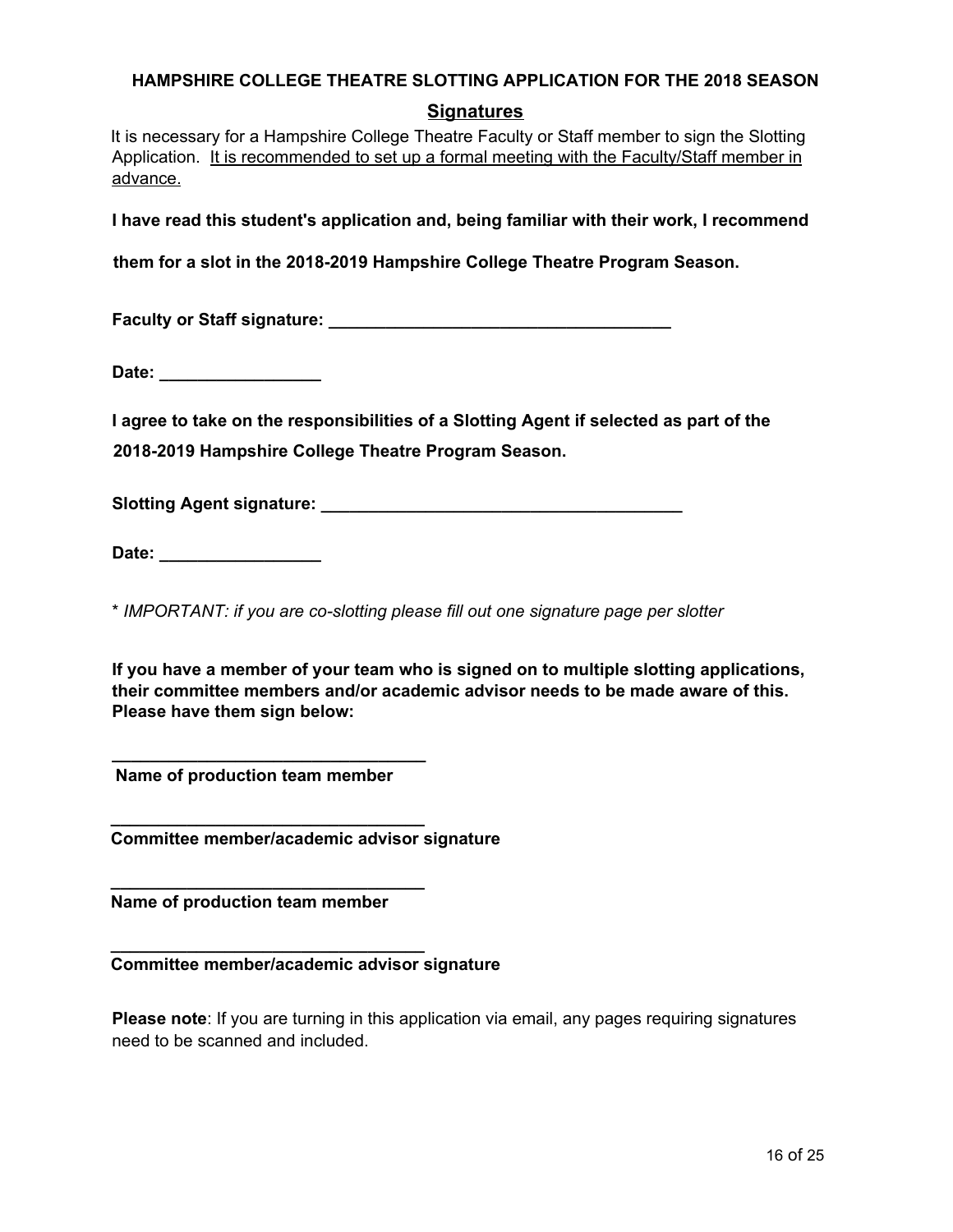**HAMPSHIRE COLLEGE THEATRE SLOTTING APPLICATION FOR THE 2018 SEASON**

## Signatures

It is necessary for a Hampshire College Theatre Faculty or Staff member to sign the Slotting Application. <u>It is recommended to set up a formal meeting with the Faculty/Staff member in advance.</u>

**I have read this student's application and, being familiar with their work, I recommend them for a slot in the 2018-2019 Hampshire College Theatre Program Season.**

**Faculty or Staff signature: ____________________________________**

**Date: _________________**

**I agree to take on the responsibilities of a Slotting Agent if selected as part of the 2018-2019 Hampshire College Theatre Program Season.**

**Slotting Agent signature: ______________________________________**

**Date: _________________**

* *IMPORTANT: if you are co-slotting please fill out one signature page per slotter*

**If you have a member of your team who is signed on to multiple slotting applications, their committee members and/or academic advisor needs to be made aware of this. Please have them sign below:**

**_________________________________**
**Name of production team member**

**_________________________________**
**Committee member/academic advisor signature**

**_________________________________**
**Name of production team member**

**_________________________________**
**Committee member/academic advisor signature**

**Please note**: If you are turning in this application via email, any pages requiring signatures need to be scanned and included.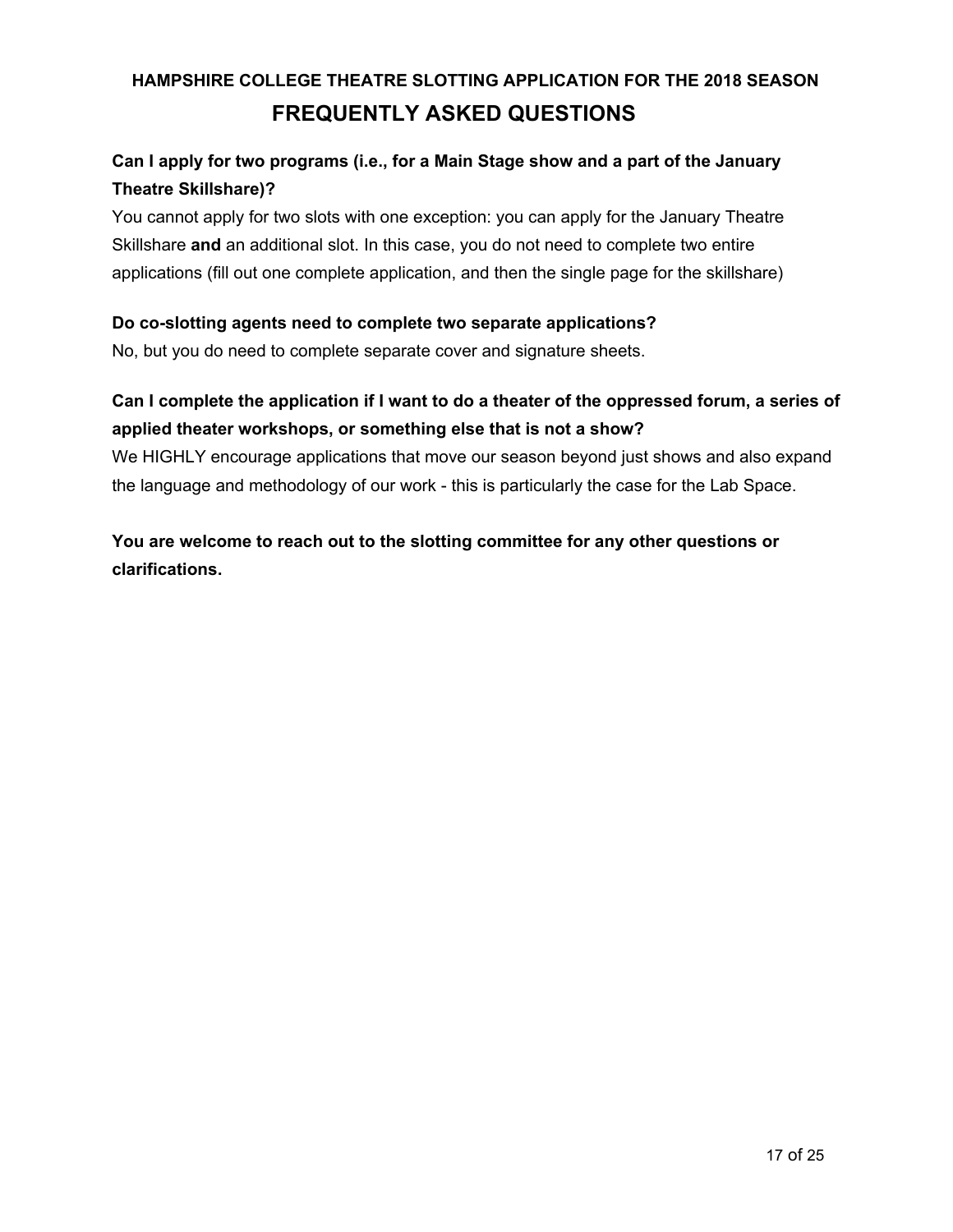## HAMPSHIRE COLLEGE THEATRE SLOTTING APPLICATION FOR THE 2018 SEASON

# FREQUENTLY ASKED QUESTIONS

**Can I apply for two programs (i.e., for a Main Stage show and a part of the January Theatre Skillshare)?**

You cannot apply for two slots with one exception: you can apply for the January Theatre Skillshare **and** an additional slot. In this case, you do not need to complete two entire applications (fill out one complete application, and then the single page for the skillshare)

**Do co-slotting agents need to complete two separate applications?**

No, but you do need to complete separate cover and signature sheets.

**Can I complete the application if I want to do a theater of the oppressed forum, a series of applied theater workshops, or something else that is not a show?**

We HIGHLY encourage applications that move our season beyond just shows and also expand the language and methodology of our work - this is particularly the case for the Lab Space.

**You are welcome to reach out to the slotting committee for any other questions or clarifications.**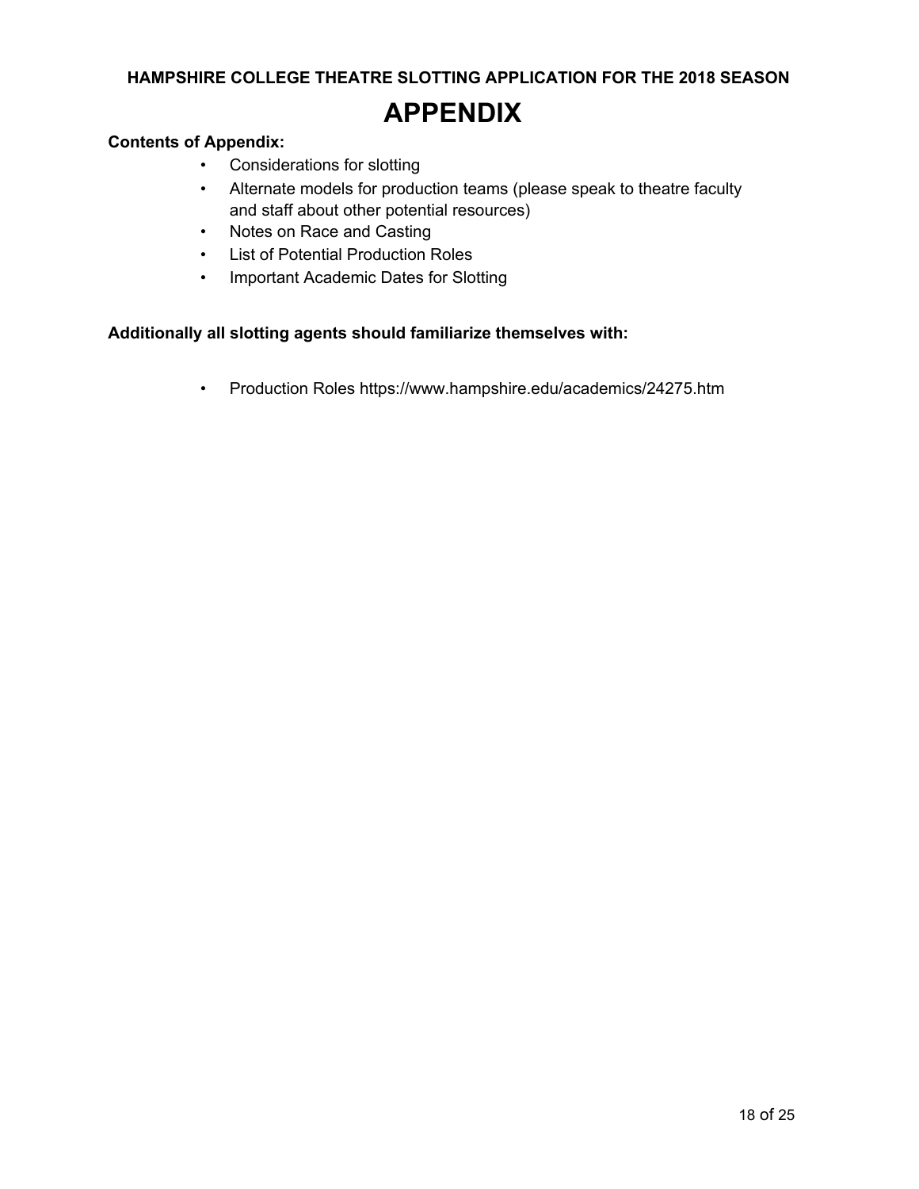**HAMPSHIRE COLLEGE THEATRE SLOTTING APPLICATION FOR THE 2018 SEASON**

# APPENDIX

**Contents of Appendix:**

- Considerations for slotting
- Alternate models for production teams (please speak to theatre faculty and staff about other potential resources)
- Notes on Race and Casting
- List of Potential Production Roles
- Important Academic Dates for Slotting

**Additionally all slotting agents should familiarize themselves with:**

- Production Roles https://www.hampshire.edu/academics/24275.htm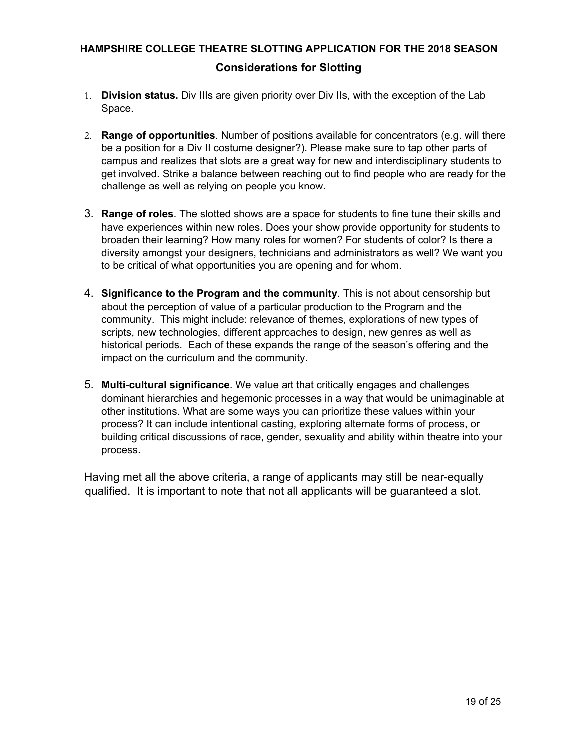# HAMPSHIRE COLLEGE THEATRE SLOTTING APPLICATION FOR THE 2018 SEASON

## Considerations for Slotting

1. **Division status.** Div IIIs are given priority over Div IIs, with the exception of the Lab Space.

2. **Range of opportunities**. Number of positions available for concentrators (e.g. will there be a position for a Div II costume designer?). Please make sure to tap other parts of campus and realizes that slots are a great way for new and interdisciplinary students to get involved. Strike a balance between reaching out to find people who are ready for the challenge as well as relying on people you know.

3. **Range of roles**. The slotted shows are a space for students to fine tune their skills and have experiences within new roles. Does your show provide opportunity for students to broaden their learning? How many roles for women? For students of color? Is there a diversity amongst your designers, technicians and administrators as well? We want you to be critical of what opportunities you are opening and for whom.

4. **Significance to the Program and the community**. This is not about censorship but about the perception of value of a particular production to the Program and the community. This might include: relevance of themes, explorations of new types of scripts, new technologies, different approaches to design, new genres as well as historical periods. Each of these expands the range of the season's offering and the impact on the curriculum and the community.

5. **Multi-cultural significance**. We value art that critically engages and challenges dominant hierarchies and hegemonic processes in a way that would be unimaginable at other institutions. What are some ways you can prioritize these values within your process? It can include intentional casting, exploring alternate forms of process, or building critical discussions of race, gender, sexuality and ability within theatre into your process.

Having met all the above criteria, a range of applicants may still be near-equally qualified. It is important to note that not all applicants will be guaranteed a slot.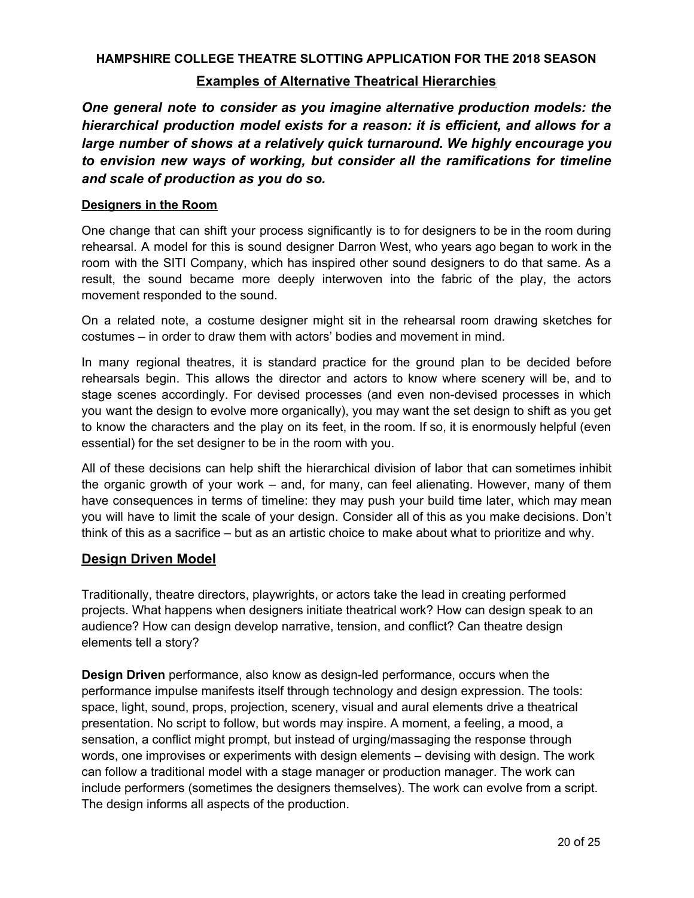**HAMPSHIRE COLLEGE THEATRE SLOTTING APPLICATION FOR THE 2018 SEASON**

## Examples of Alternative Theatrical Hierarchies

***One general note to consider as you imagine alternative production models: the hierarchical production model exists for a reason: it is efficient, and allows for a large number of shows at a relatively quick turnaround. We highly encourage you to envision new ways of working, but consider all the ramifications for timeline and scale of production as you do so.***

### Designers in the Room

One change that can shift your process significantly is to for designers to be in the room during rehearsal. A model for this is sound designer Darron West, who years ago began to work in the room with the SITI Company, which has inspired other sound designers to do that same. As a result, the sound became more deeply interwoven into the fabric of the play, the actors movement responded to the sound.

On a related note, a costume designer might sit in the rehearsal room drawing sketches for costumes – in order to draw them with actors' bodies and movement in mind.

In many regional theatres, it is standard practice for the ground plan to be decided before rehearsals begin. This allows the director and actors to know where scenery will be, and to stage scenes accordingly. For devised processes (and even non-devised processes in which you want the design to evolve more organically), you may want the set design to shift as you get to know the characters and the play on its feet, in the room. If so, it is enormously helpful (even essential) for the set designer to be in the room with you.

All of these decisions can help shift the hierarchical division of labor that can sometimes inhibit the organic growth of your work – and, for many, can feel alienating. However, many of them have consequences in terms of timeline: they may push your build time later, which may mean you will have to limit the scale of your design. Consider all of this as you make decisions. Don't think of this as a sacrifice – but as an artistic choice to make about what to prioritize and why.

## Design Driven Model

Traditionally, theatre directors, playwrights, or actors take the lead in creating performed projects. What happens when designers initiate theatrical work? How can design speak to an audience? How can design develop narrative, tension, and conflict? Can theatre design elements tell a story?

**Design Driven** performance, also know as design-led performance, occurs when the performance impulse manifests itself through technology and design expression. The tools: space, light, sound, props, projection, scenery, visual and aural elements drive a theatrical presentation. No script to follow, but words may inspire. A moment, a feeling, a mood, a sensation, a conflict might prompt, but instead of urging/massaging the response through words, one improvises or experiments with design elements – devising with design. The work can follow a traditional model with a stage manager or production manager. The work can include performers (sometimes the designers themselves). The work can evolve from a script. The design informs all aspects of the production.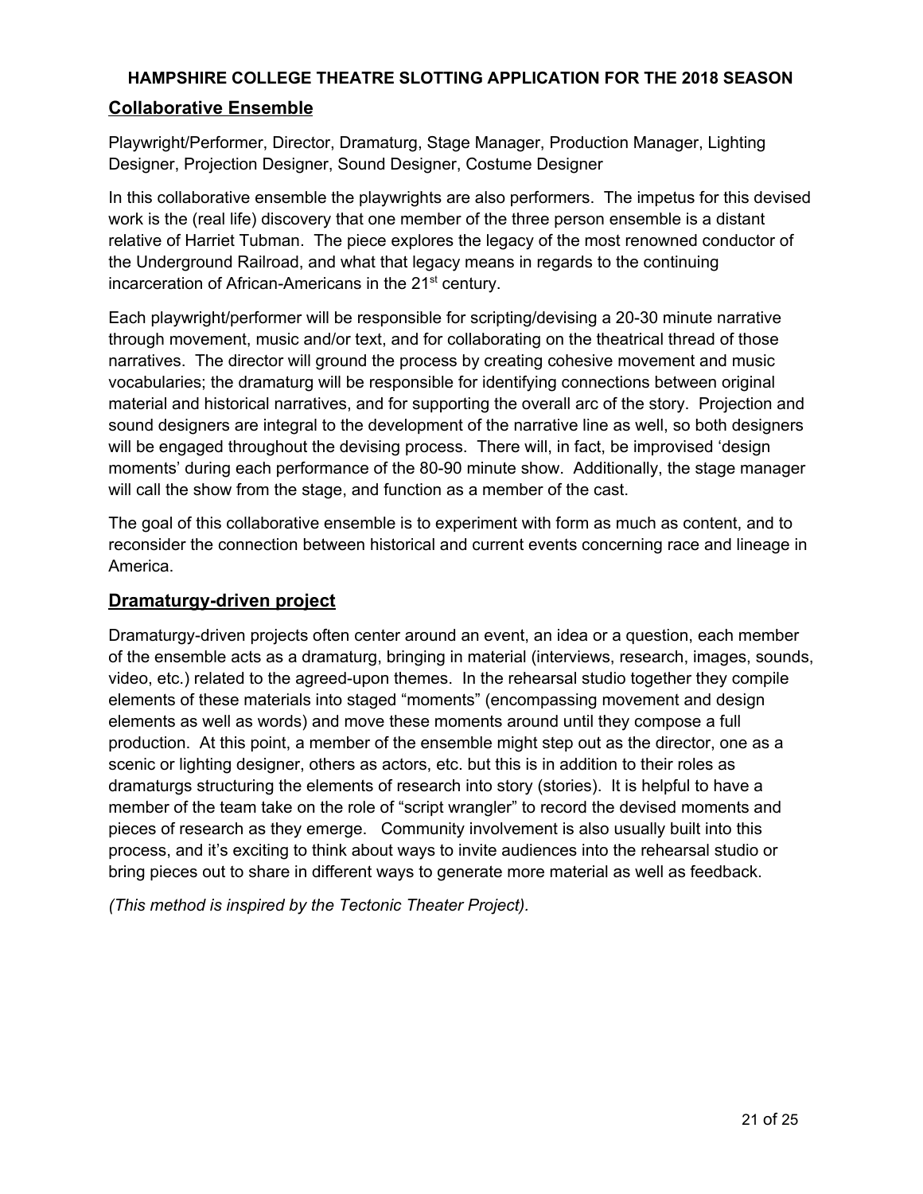**HAMPSHIRE COLLEGE THEATRE SLOTTING APPLICATION FOR THE 2018 SEASON**

## Collaborative Ensemble

Playwright/Performer, Director, Dramaturg, Stage Manager, Production Manager, Lighting Designer, Projection Designer, Sound Designer, Costume Designer

In this collaborative ensemble the playwrights are also performers. The impetus for this devised work is the (real life) discovery that one member of the three person ensemble is a distant relative of Harriet Tubman. The piece explores the legacy of the most renowned conductor of the Underground Railroad, and what that legacy means in regards to the continuing incarceration of African-Americans in the 21st century.

Each playwright/performer will be responsible for scripting/devising a 20-30 minute narrative through movement, music and/or text, and for collaborating on the theatrical thread of those narratives. The director will ground the process by creating cohesive movement and music vocabularies; the dramaturg will be responsible for identifying connections between original material and historical narratives, and for supporting the overall arc of the story. Projection and sound designers are integral to the development of the narrative line as well, so both designers will be engaged throughout the devising process. There will, in fact, be improvised 'design moments' during each performance of the 80-90 minute show. Additionally, the stage manager will call the show from the stage, and function as a member of the cast.

The goal of this collaborative ensemble is to experiment with form as much as content, and to reconsider the connection between historical and current events concerning race and lineage in America.

## Dramaturgy-driven project

Dramaturgy-driven projects often center around an event, an idea or a question, each member of the ensemble acts as a dramaturg, bringing in material (interviews, research, images, sounds, video, etc.) related to the agreed-upon themes. In the rehearsal studio together they compile elements of these materials into staged "moments" (encompassing movement and design elements as well as words) and move these moments around until they compose a full production. At this point, a member of the ensemble might step out as the director, one as a scenic or lighting designer, others as actors, etc. but this is in addition to their roles as dramaturgs structuring the elements of research into story (stories). It is helpful to have a member of the team take on the role of "script wrangler" to record the devised moments and pieces of research as they emerge. Community involvement is also usually built into this process, and it's exciting to think about ways to invite audiences into the rehearsal studio or bring pieces out to share in different ways to generate more material as well as feedback.

*(This method is inspired by the Tectonic Theater Project).*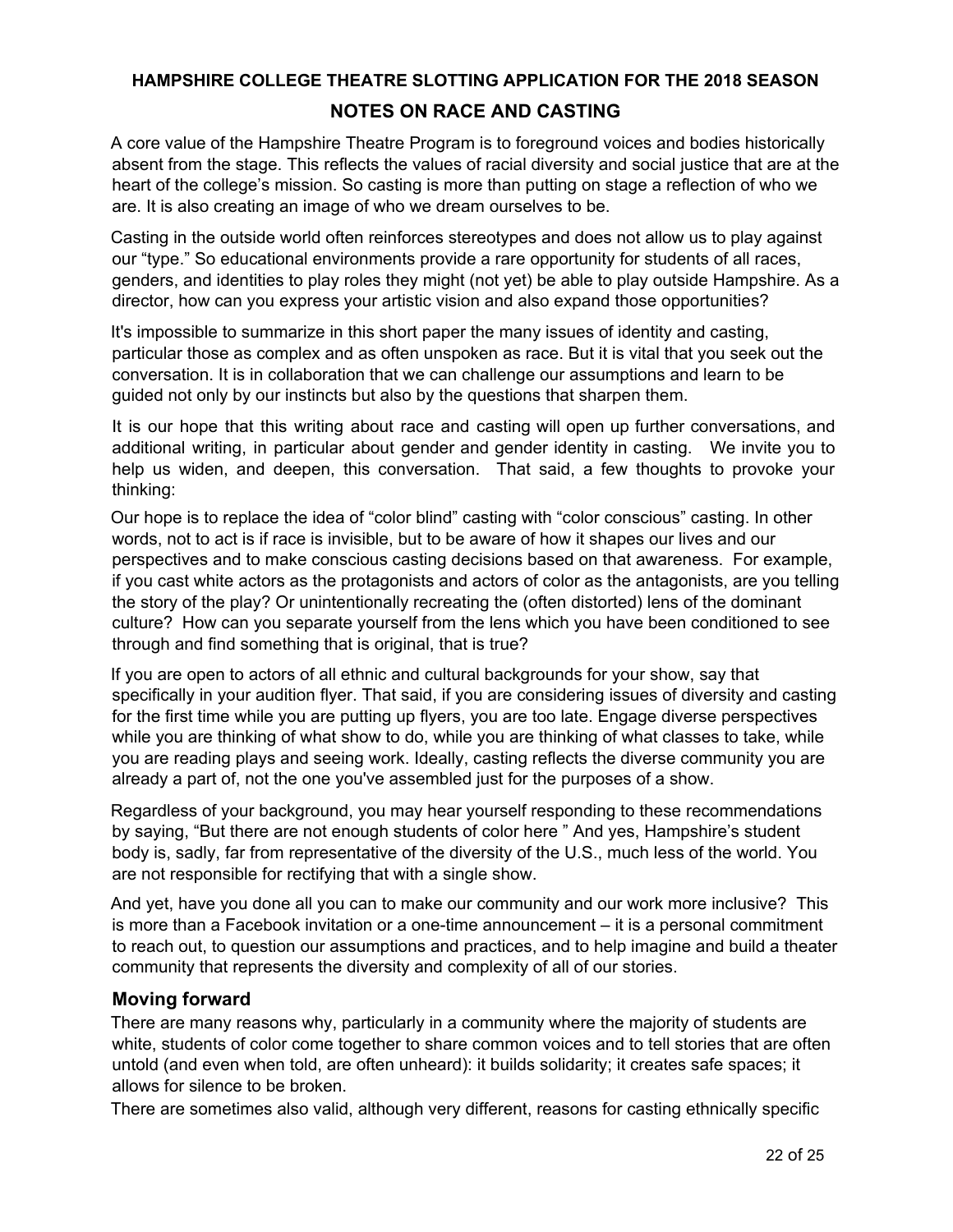## HAMPSHIRE COLLEGE THEATRE SLOTTING APPLICATION FOR THE 2018 SEASON

## NOTES ON RACE AND CASTING

A core value of the Hampshire Theatre Program is to foreground voices and bodies historically absent from the stage. This reflects the values of racial diversity and social justice that are at the heart of the college's mission. So casting is more than putting on stage a reflection of who we are. It is also creating an image of who we dream ourselves to be.

Casting in the outside world often reinforces stereotypes and does not allow us to play against our "type." So educational environments provide a rare opportunity for students of all races, genders, and identities to play roles they might (not yet) be able to play outside Hampshire. As a director, how can you express your artistic vision and also expand those opportunities?

It's impossible to summarize in this short paper the many issues of identity and casting, particular those as complex and as often unspoken as race. But it is vital that you seek out the conversation. It is in collaboration that we can challenge our assumptions and learn to be guided not only by our instincts but also by the questions that sharpen them.

It is our hope that this writing about race and casting will open up further conversations, and additional writing, in particular about gender and gender identity in casting. We invite you to help us widen, and deepen, this conversation. That said, a few thoughts to provoke your thinking:

Our hope is to replace the idea of "color blind" casting with "color conscious" casting. In other words, not to act is if race is invisible, but to be aware of how it shapes our lives and our perspectives and to make conscious casting decisions based on that awareness. For example, if you cast white actors as the protagonists and actors of color as the antagonists, are you telling the story of the play? Or unintentionally recreating the (often distorted) lens of the dominant culture? How can you separate yourself from the lens which you have been conditioned to see through and find something that is original, that is true?

If you are open to actors of all ethnic and cultural backgrounds for your show, say that specifically in your audition flyer. That said, if you are considering issues of diversity and casting for the first time while you are putting up flyers, you are too late. Engage diverse perspectives while you are thinking of what show to do, while you are thinking of what classes to take, while you are reading plays and seeing work. Ideally, casting reflects the diverse community you are already a part of, not the one you've assembled just for the purposes of a show.

Regardless of your background, you may hear yourself responding to these recommendations by saying, "But there are not enough students of color here " And yes, Hampshire's student body is, sadly, far from representative of the diversity of the U.S., much less of the world. You are not responsible for rectifying that with a single show.

And yet, have you done all you can to make our community and our work more inclusive? This is more than a Facebook invitation or a one-time announcement – it is a personal commitment to reach out, to question our assumptions and practices, and to help imagine and build a theater community that represents the diversity and complexity of all of our stories.

### Moving forward

There are many reasons why, particularly in a community where the majority of students are white, students of color come together to share common voices and to tell stories that are often untold (and even when told, are often unheard): it builds solidarity; it creates safe spaces; it allows for silence to be broken.

There are sometimes also valid, although very different, reasons for casting ethnically specific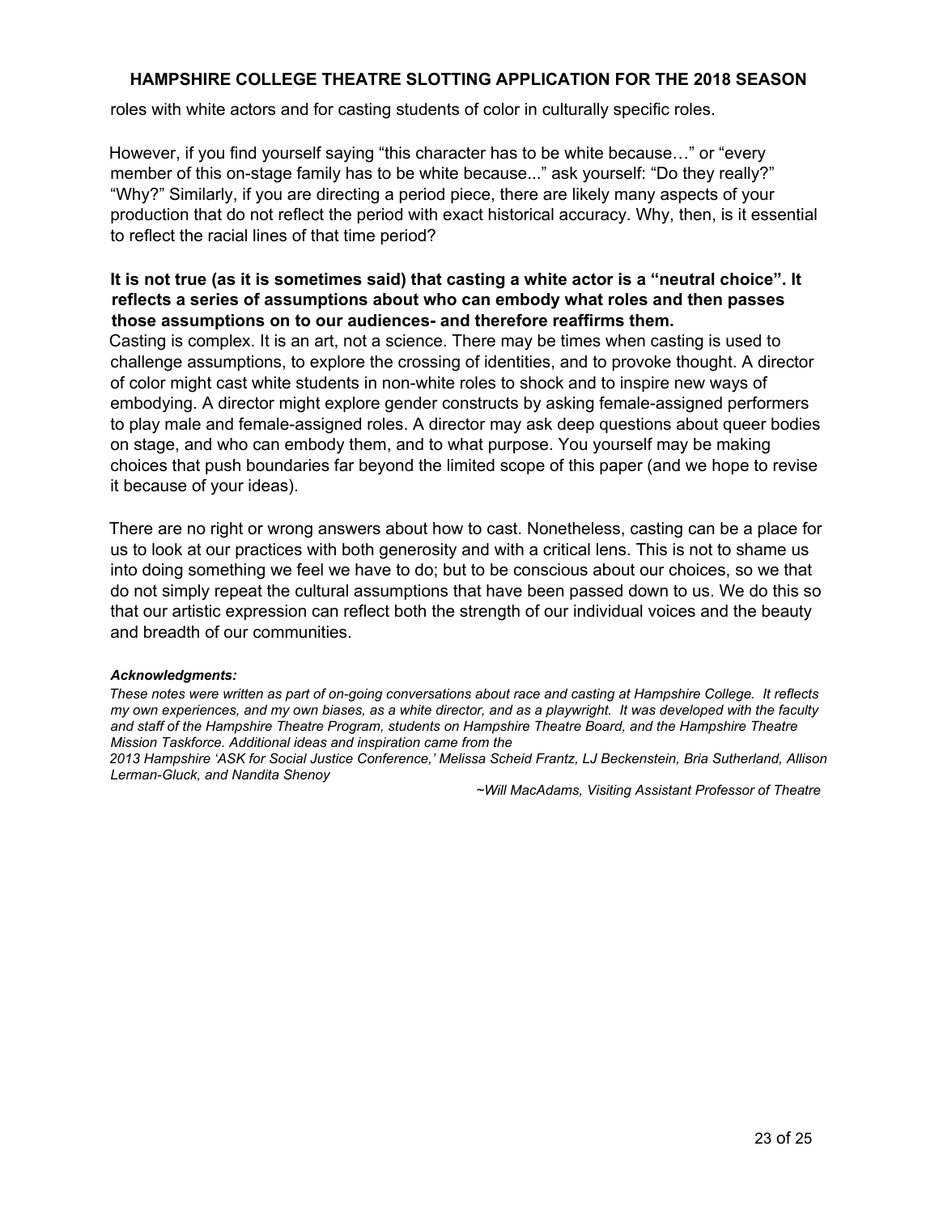roles with white actors and for casting students of color in culturally specific roles.

However, if you find yourself saying "this character has to be white because…" or "every member of this on-stage family has to be white because..." ask yourself: "Do they really?" "Why?" Similarly, if you are directing a period piece, there are likely many aspects of your production that do not reflect the period with exact historical accuracy. Why, then, is it essential to reflect the racial lines of that time period?

**It is not true (as it is sometimes said) that casting a white actor is a "neutral choice". It reflects a series of assumptions about who can embody what roles and then passes those assumptions on to our audiences- and therefore reaffirms them.**

Casting is complex. It is an art, not a science. There may be times when casting is used to challenge assumptions, to explore the crossing of identities, and to provoke thought. A director of color might cast white students in non-white roles to shock and to inspire new ways of embodying. A director might explore gender constructs by asking female-assigned performers to play male and female-assigned roles. A director may ask deep questions about queer bodies on stage, and who can embody them, and to what purpose. You yourself may be making choices that push boundaries far beyond the limited scope of this paper (and we hope to revise it because of your ideas).

There are no right or wrong answers about how to cast. Nonetheless, casting can be a place for us to look at our practices with both generosity and with a critical lens. This is not to shame us into doing something we feel we have to do; but to be conscious about our choices, so we that do not simply repeat the cultural assumptions that have been passed down to us. We do this so that our artistic expression can reflect both the strength of our individual voices and the beauty and breadth of our communities.

***Acknowledgments:***

*These notes were written as part of on-going conversations about race and casting at Hampshire College. It reflects my own experiences, and my own biases, as a white director, and as a playwright. It was developed with the faculty and staff of the Hampshire Theatre Program, students on Hampshire Theatre Board, and the Hampshire Theatre Mission Taskforce. Additional ideas and inspiration came from the 2013 Hampshire 'ASK for Social Justice Conference,' Melissa Scheid Frantz, LJ Beckenstein, Bria Sutherland, Allison Lerman-Gluck, and Nandita Shenoy*

*~Will MacAdams, Visiting Assistant Professor of Theatre*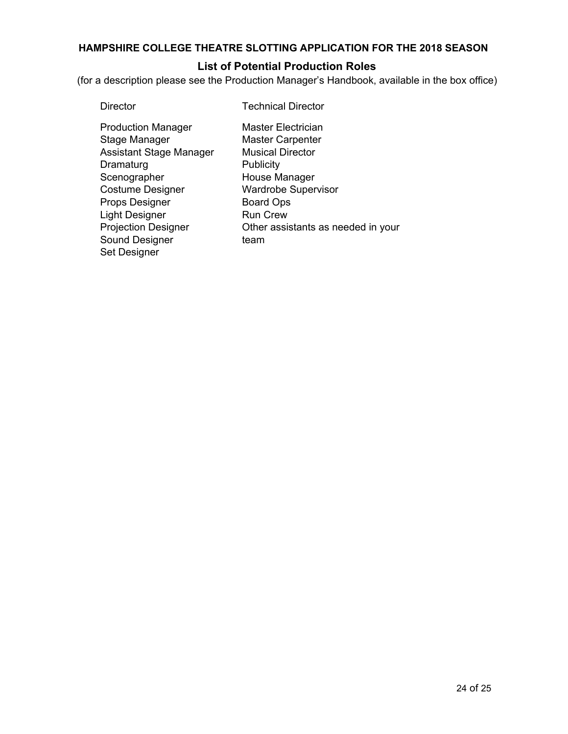**HAMPSHIRE COLLEGE THEATRE SLOTTING APPLICATION FOR THE 2018 SEASON**

## List of Potential Production Roles

(for a description please see the Production Manager's Handbook, available in the box office)

- Director
- Production Manager
- Stage Manager
- Assistant Stage Manager
- Dramaturg
- Scenographer
- Costume Designer
- Props Designer
- Light Designer
- Projection Designer
- Sound Designer
- Set Designer
- Technical Director
- Master Electrician
- Master Carpenter
- Musical Director
- Publicity
- House Manager
- Wardrobe Supervisor
- Board Ops
- Run Crew
- Other assistants as needed in your team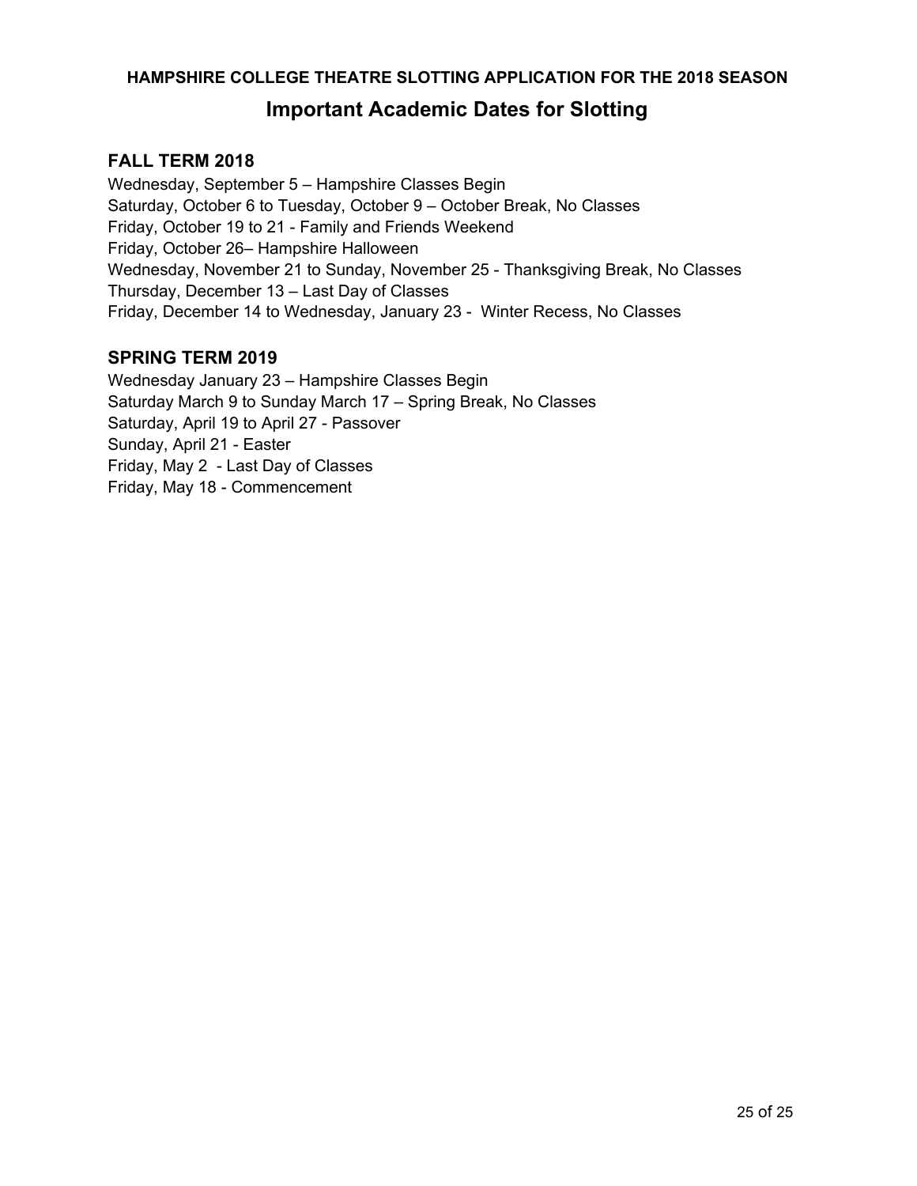**HAMPSHIRE COLLEGE THEATRE SLOTTING APPLICATION FOR THE 2018 SEASON**

# Important Academic Dates for Slotting

## FALL TERM 2018

Wednesday, September 5 – Hampshire Classes Begin
Saturday, October 6 to Tuesday, October 9 – October Break, No Classes
Friday, October 19 to 21 - Family and Friends Weekend
Friday, October 26– Hampshire Halloween
Wednesday, November 21 to Sunday, November 25 - Thanksgiving Break, No Classes
Thursday, December 13 – Last Day of Classes
Friday, December 14 to Wednesday, January 23 - Winter Recess, No Classes

## SPRING TERM 2019

Wednesday January 23 – Hampshire Classes Begin
Saturday March 9 to Sunday March 17 – Spring Break, No Classes
Saturday, April 19 to April 27 - Passover
Sunday, April 21 - Easter
Friday, May 2 - Last Day of Classes
Friday, May 18 - Commencement